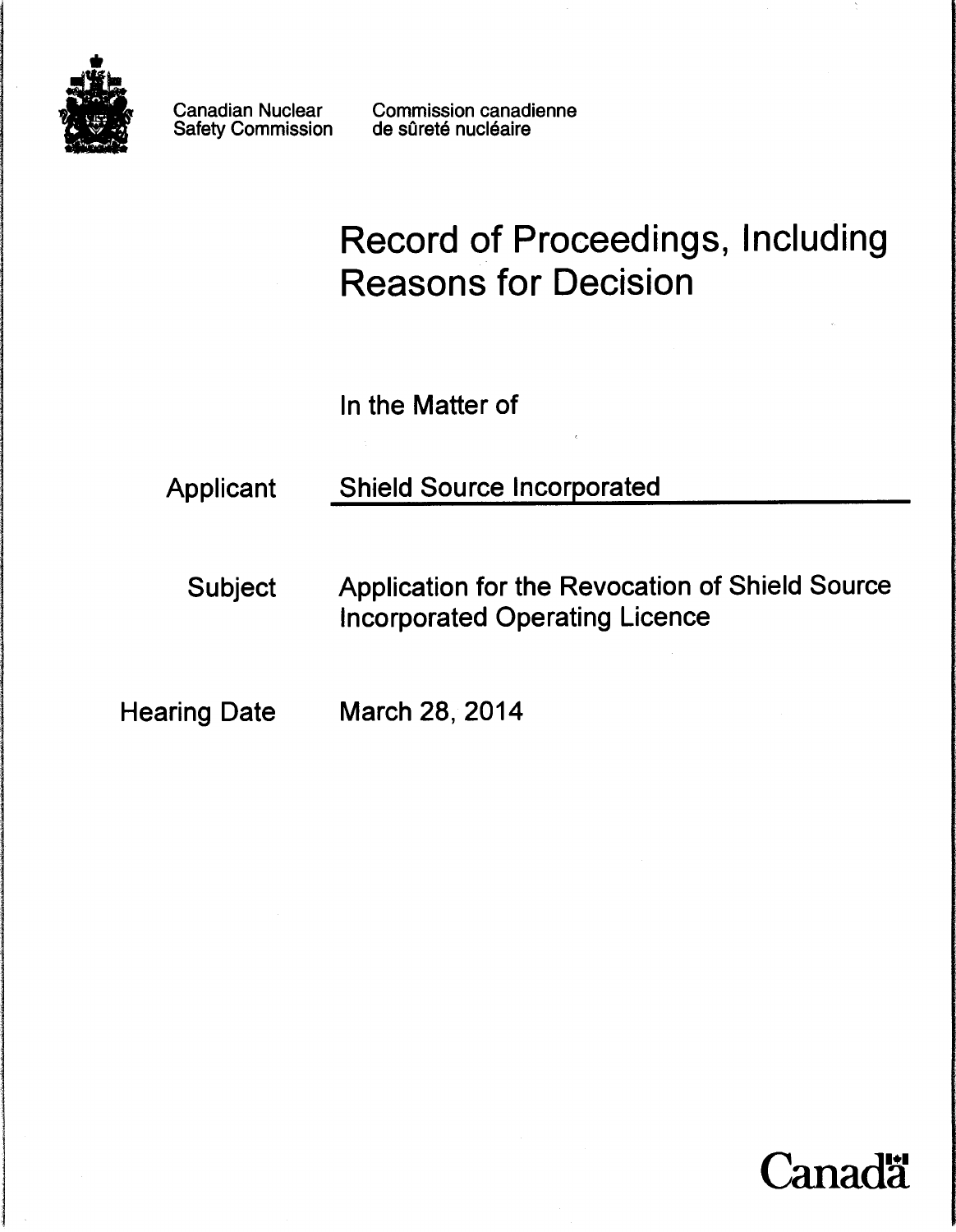Canadian Nuclear Safety Commission

Commission canadienne de sûreté nucléaire

# Record of Proceedings, Including Reasons for Decision

In the Matter of

| | |
|---|---|
| Applicant | Shield Source Incorporated |
| Subject | Application for the Revocation of Shield Source Incorporated Operating Licence |
| Hearing Date | March 28, 2014 |

Canada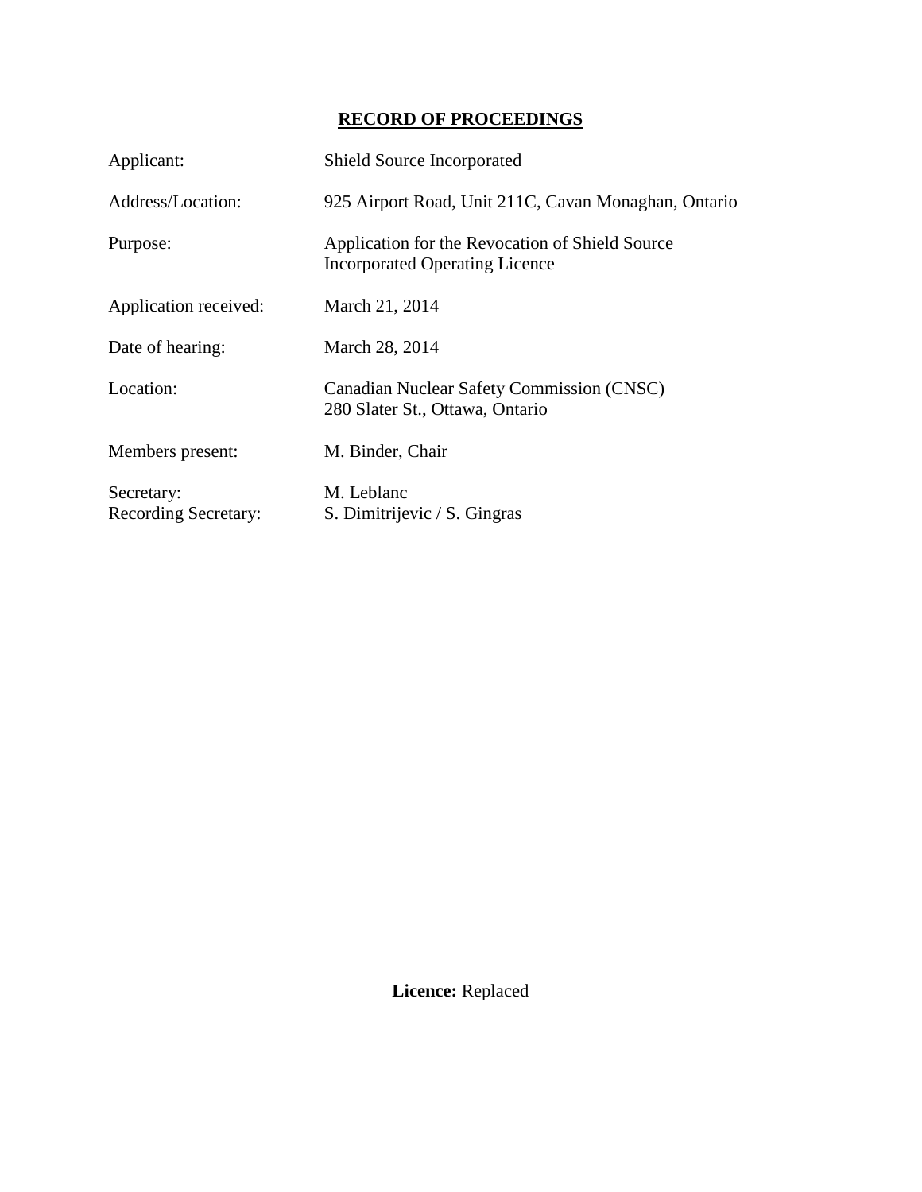## RECORD OF PROCEEDINGS

| | |
|---|---|
| Applicant: | Shield Source Incorporated |
| Address/Location: | 925 Airport Road, Unit 211C, Cavan Monaghan, Ontario |
| Purpose: | Application for the Revocation of Shield Source Incorporated Operating Licence |
| Application received: | March 21, 2014 |
| Date of hearing: | March 28, 2014 |
| Location: | Canadian Nuclear Safety Commission (CNSC) 280 Slater St., Ottawa, Ontario |
| Members present: | M. Binder, Chair |
| Secretary: | M. Leblanc |
| Recording Secretary: | S. Dimitrijevic / S. Gingras |

**Licence:** Replaced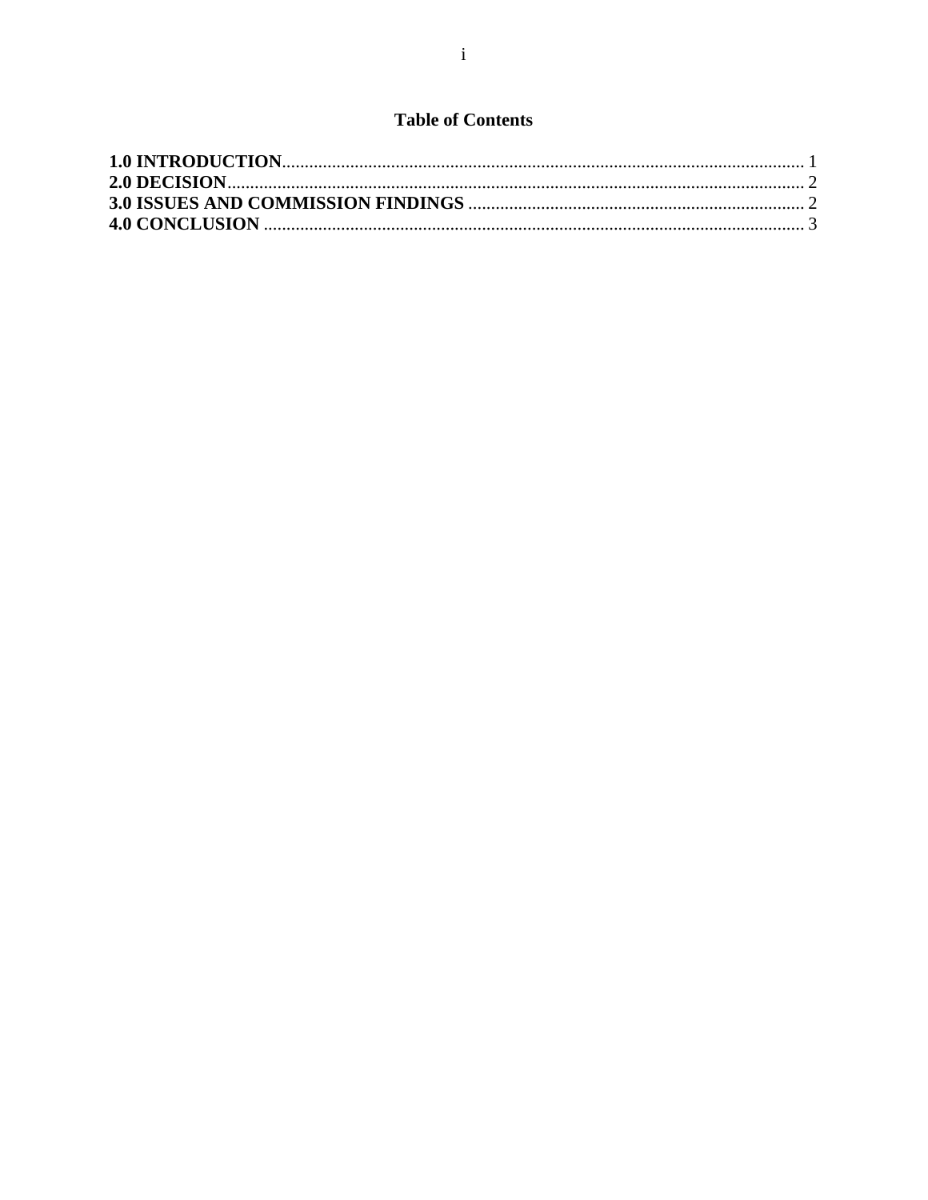## Table of Contents

**1.0 INTRODUCTION**........................................................................................................... 1
**2.0 DECISION**....................................................................................................................... 2
**3.0 ISSUES AND COMMISSION FINDINGS** ................................................................... 2
**4.0 CONCLUSION** ............................................................................................................... 3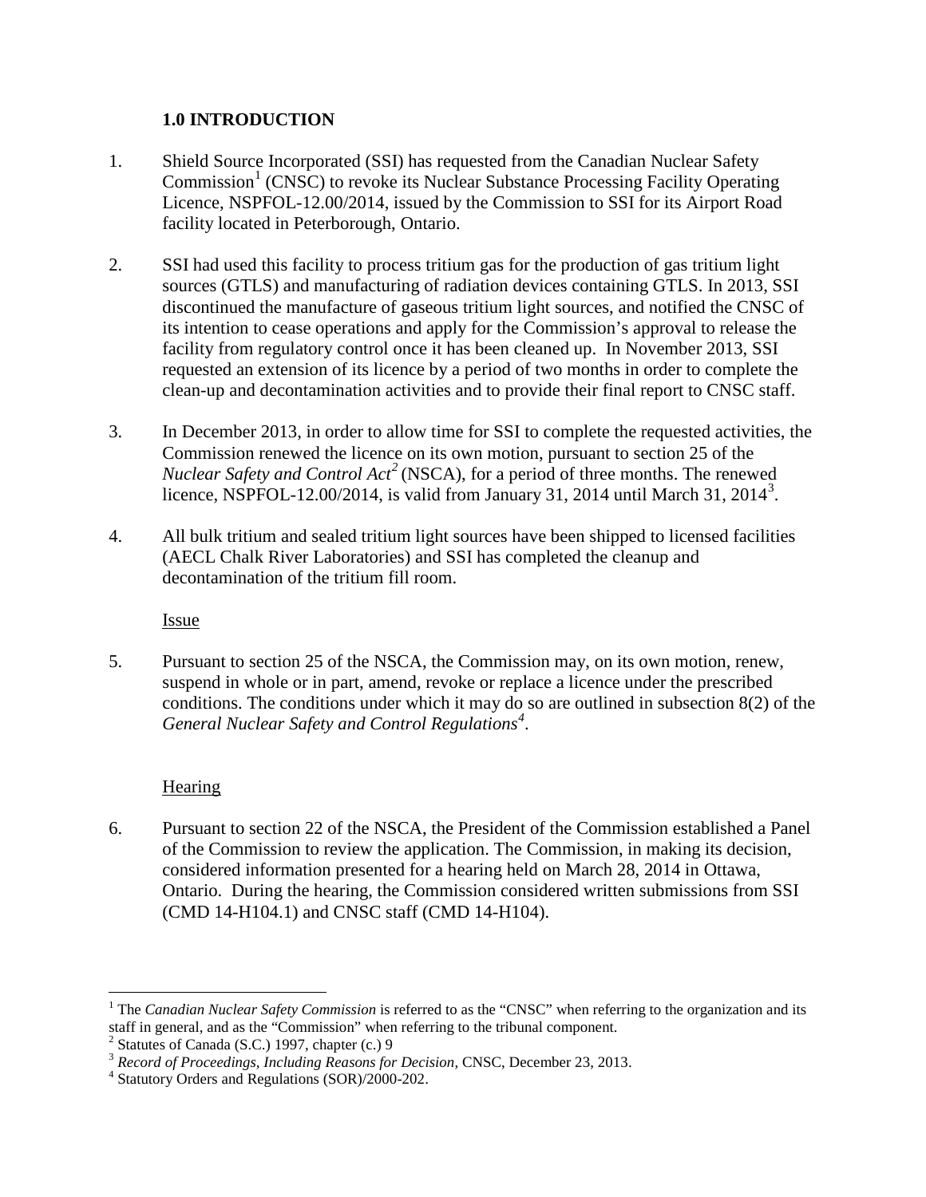## 1.0 INTRODUCTION

1. Shield Source Incorporated (SSI) has requested from the Canadian Nuclear Safety Commission[1] (CNSC) to revoke its Nuclear Substance Processing Facility Operating Licence, NSPFOL-12.00/2014, issued by the Commission to SSI for its Airport Road facility located in Peterborough, Ontario.

2. SSI had used this facility to process tritium gas for the production of gas tritium light sources (GTLS) and manufacturing of radiation devices containing GTLS. In 2013, SSI discontinued the manufacture of gaseous tritium light sources, and notified the CNSC of its intention to cease operations and apply for the Commission's approval to release the facility from regulatory control once it has been cleaned up. In November 2013, SSI requested an extension of its licence by a period of two months in order to complete the clean-up and decontamination activities and to provide their final report to CNSC staff.

3. In December 2013, in order to allow time for SSI to complete the requested activities, the Commission renewed the licence on its own motion, pursuant to section 25 of the *Nuclear Safety and Control Act*[2] (NSCA), for a period of three months. The renewed licence, NSPFOL-12.00/2014, is valid from January 31, 2014 until March 31, 2014[3].

4. All bulk tritium and sealed tritium light sources have been shipped to licensed facilities (AECL Chalk River Laboratories) and SSI has completed the cleanup and decontamination of the tritium fill room.

Issue

5. Pursuant to section 25 of the NSCA, the Commission may, on its own motion, renew, suspend in whole or in part, amend, revoke or replace a licence under the prescribed conditions. The conditions under which it may do so are outlined in subsection 8(2) of the *General Nuclear Safety and Control Regulations*[4].

Hearing

6. Pursuant to section 22 of the NSCA, the President of the Commission established a Panel of the Commission to review the application. The Commission, in making its decision, considered information presented for a hearing held on March 28, 2014 in Ottawa, Ontario. During the hearing, the Commission considered written submissions from SSI (CMD 14-H104.1) and CNSC staff (CMD 14-H104).

---

[1] The *Canadian Nuclear Safety Commission* is referred to as the "CNSC" when referring to the organization and its staff in general, and as the "Commission" when referring to the tribunal component.

[2] Statutes of Canada (S.C.) 1997, chapter (c.) 9

[3] *Record of Proceedings, Including Reasons for Decision*, CNSC, December 23, 2013.

[4] Statutory Orders and Regulations (SOR)/2000-202.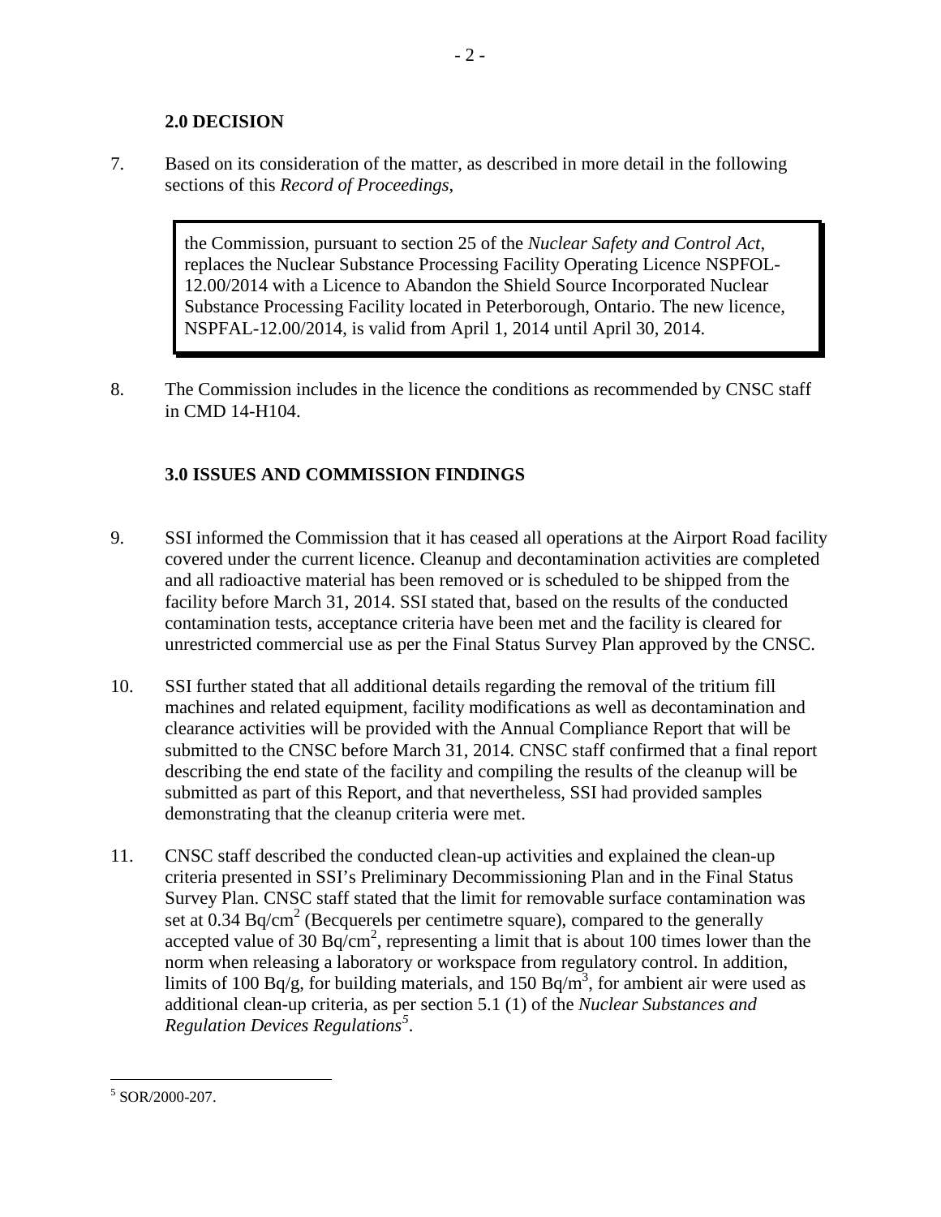## 2.0 DECISION

7. Based on its consideration of the matter, as described in more detail in the following sections of this *Record of Proceedings*,

> the Commission, pursuant to section 25 of the *Nuclear Safety and Control Act*, replaces the Nuclear Substance Processing Facility Operating Licence NSPFOL-12.00/2014 with a Licence to Abandon the Shield Source Incorporated Nuclear Substance Processing Facility located in Peterborough, Ontario. The new licence, NSPFAL-12.00/2014, is valid from April 1, 2014 until April 30, 2014.

8. The Commission includes in the licence the conditions as recommended by CNSC staff in CMD 14-H104.

## 3.0 ISSUES AND COMMISSION FINDINGS

9. SSI informed the Commission that it has ceased all operations at the Airport Road facility covered under the current licence. Cleanup and decontamination activities are completed and all radioactive material has been removed or is scheduled to be shipped from the facility before March 31, 2014. SSI stated that, based on the results of the conducted contamination tests, acceptance criteria have been met and the facility is cleared for unrestricted commercial use as per the Final Status Survey Plan approved by the CNSC.

10. SSI further stated that all additional details regarding the removal of the tritium fill machines and related equipment, facility modifications as well as decontamination and clearance activities will be provided with the Annual Compliance Report that will be submitted to the CNSC before March 31, 2014. CNSC staff confirmed that a final report describing the end state of the facility and compiling the results of the cleanup will be submitted as part of this Report, and that nevertheless, SSI had provided samples demonstrating that the cleanup criteria were met.

11. CNSC staff described the conducted clean-up activities and explained the clean-up criteria presented in SSI's Preliminary Decommissioning Plan and in the Final Status Survey Plan. CNSC staff stated that the limit for removable surface contamination was set at 0.34 $Bq/cm^2$ (Becquerels per centimetre square), compared to the generally accepted value of 30 $Bq/cm^2$, representing a limit that is about 100 times lower than the norm when releasing a laboratory or workspace from regulatory control. In addition, limits of 100 Bq/g, for building materials, and 150 $Bq/m^3$, for ambient air were used as additional clean-up criteria, as per section 5.1 (1) of the *Nuclear Substances and Regulation Devices Regulations*[5].

[5] SOR/2000-207.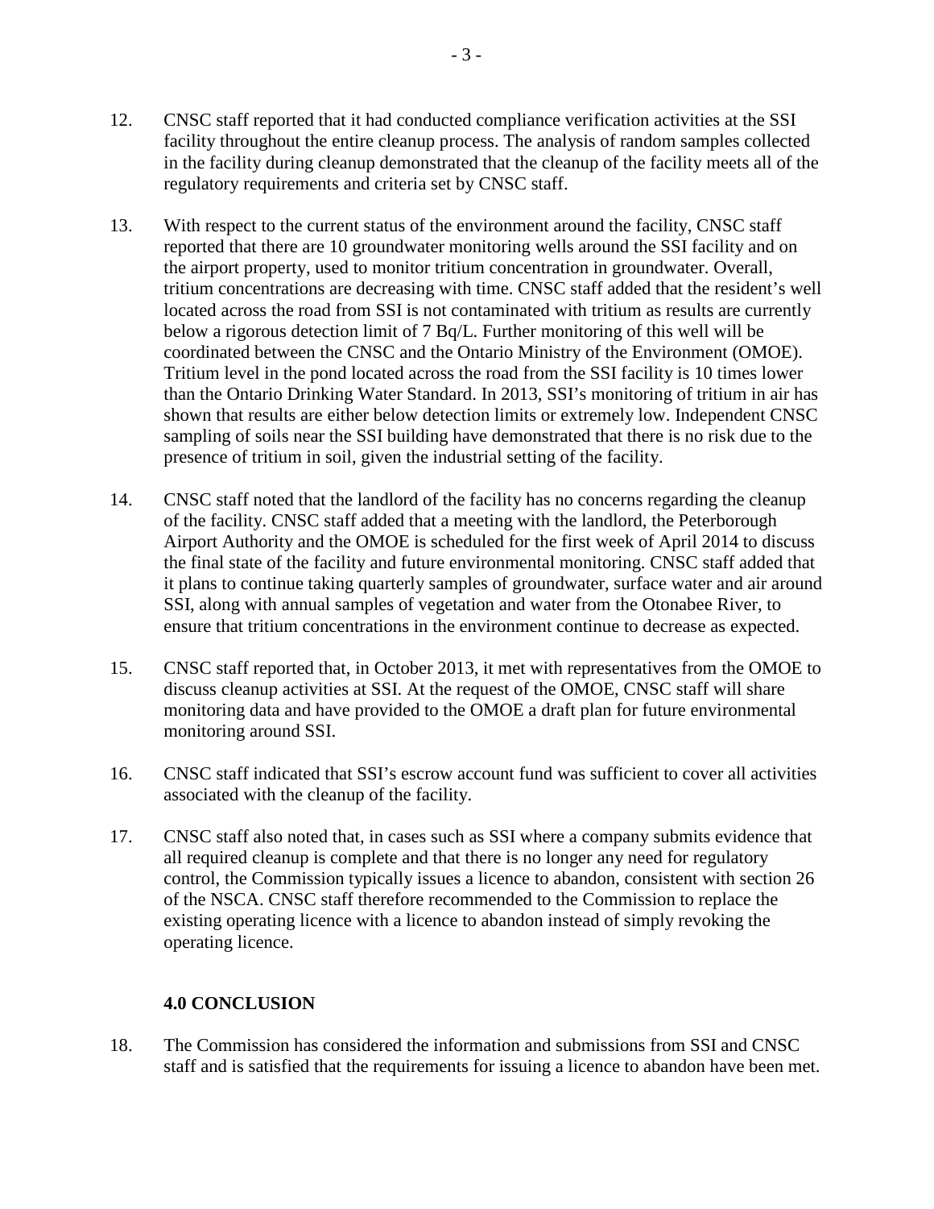12. CNSC staff reported that it had conducted compliance verification activities at the SSI facility throughout the entire cleanup process. The analysis of random samples collected in the facility during cleanup demonstrated that the cleanup of the facility meets all of the regulatory requirements and criteria set by CNSC staff.

13. With respect to the current status of the environment around the facility, CNSC staff reported that there are 10 groundwater monitoring wells around the SSI facility and on the airport property, used to monitor tritium concentration in groundwater. Overall, tritium concentrations are decreasing with time. CNSC staff added that the resident's well located across the road from SSI is not contaminated with tritium as results are currently below a rigorous detection limit of 7 Bq/L. Further monitoring of this well will be coordinated between the CNSC and the Ontario Ministry of the Environment (OMOE). Tritium level in the pond located across the road from the SSI facility is 10 times lower than the Ontario Drinking Water Standard. In 2013, SSI's monitoring of tritium in air has shown that results are either below detection limits or extremely low. Independent CNSC sampling of soils near the SSI building have demonstrated that there is no risk due to the presence of tritium in soil, given the industrial setting of the facility.

14. CNSC staff noted that the landlord of the facility has no concerns regarding the cleanup of the facility. CNSC staff added that a meeting with the landlord, the Peterborough Airport Authority and the OMOE is scheduled for the first week of April 2014 to discuss the final state of the facility and future environmental monitoring. CNSC staff added that it plans to continue taking quarterly samples of groundwater, surface water and air around SSI, along with annual samples of vegetation and water from the Otonabee River, to ensure that tritium concentrations in the environment continue to decrease as expected.

15. CNSC staff reported that, in October 2013, it met with representatives from the OMOE to discuss cleanup activities at SSI. At the request of the OMOE, CNSC staff will share monitoring data and have provided to the OMOE a draft plan for future environmental monitoring around SSI.

16. CNSC staff indicated that SSI's escrow account fund was sufficient to cover all activities associated with the cleanup of the facility.

17. CNSC staff also noted that, in cases such as SSI where a company submits evidence that all required cleanup is complete and that there is no longer any need for regulatory control, the Commission typically issues a licence to abandon, consistent with section 26 of the NSCA. CNSC staff therefore recommended to the Commission to replace the existing operating licence with a licence to abandon instead of simply revoking the operating licence.

## 4.0 CONCLUSION

18. The Commission has considered the information and submissions from SSI and CNSC staff and is satisfied that the requirements for issuing a licence to abandon have been met.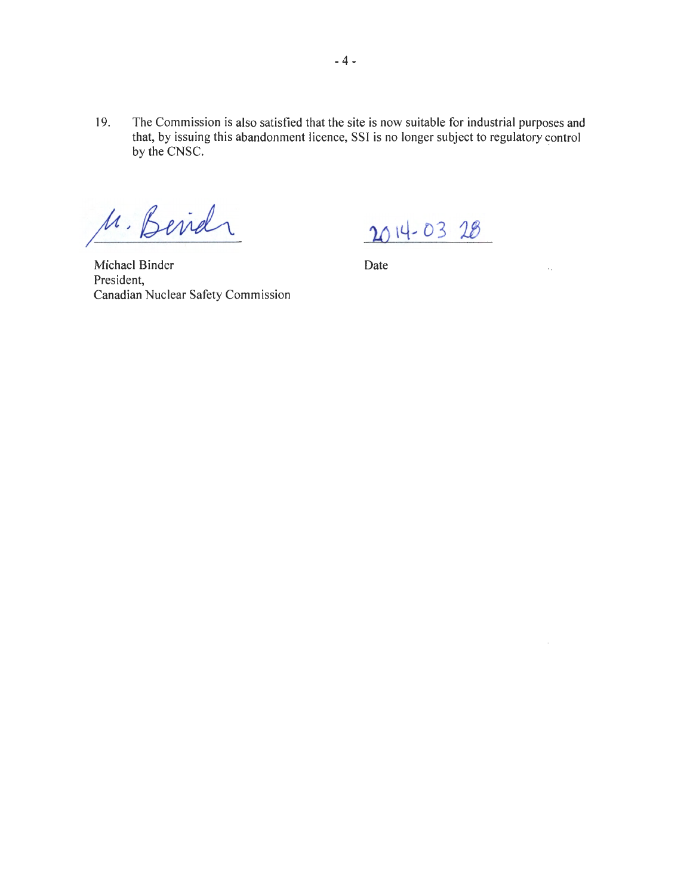19. The Commission is also satisfied that the site is now suitable for industrial purposes and that, by issuing this abandonment licence, SSI is no longer subject to regulatory control by the CNSC.

M. Binder

Michael Binder
President,
Canadian Nuclear Safety Commission

2014-03-28

Date